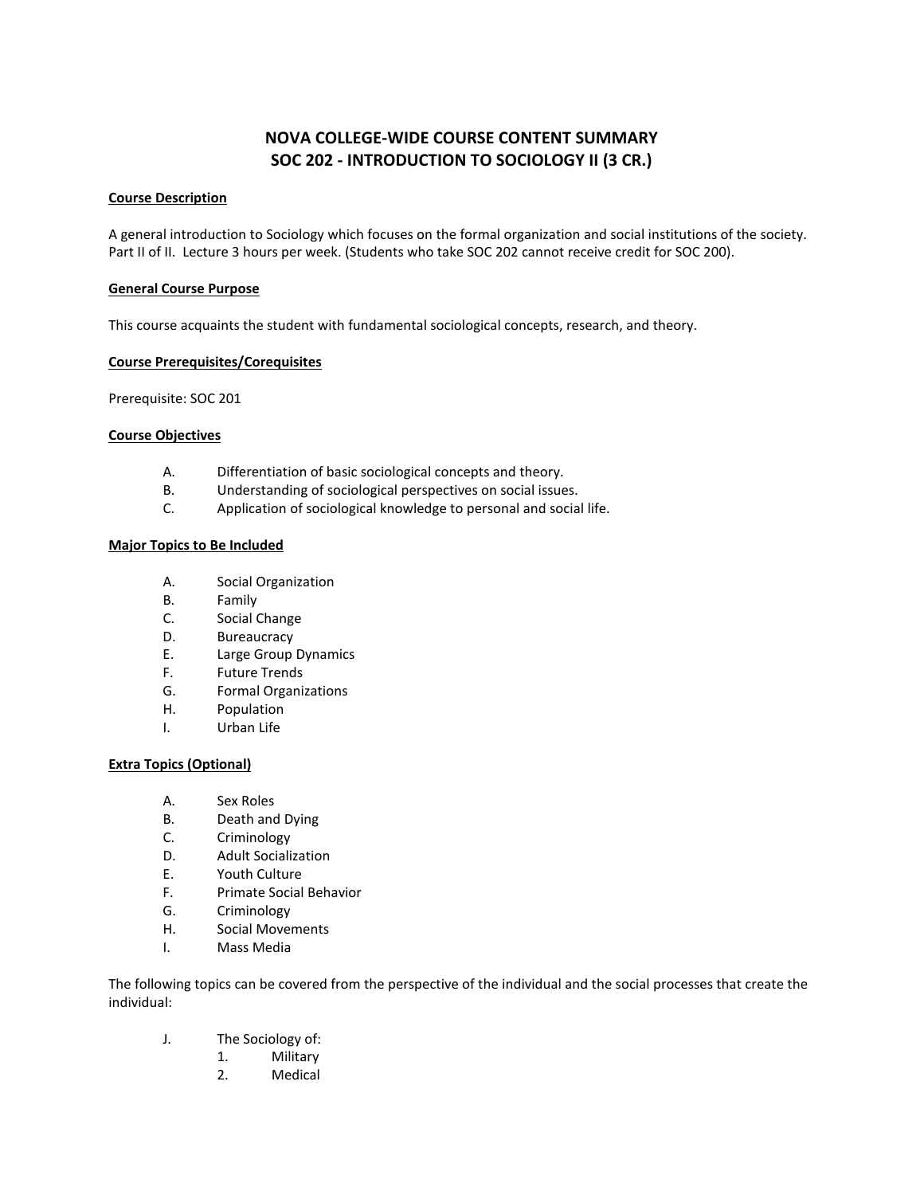# NOVA COLLEGE-WIDE COURSE CONTENT SUMMARY
# SOC 202 - INTRODUCTION TO SOCIOLOGY II (3 CR.)

**Course Description**

A general introduction to Sociology which focuses on the formal organization and social institutions of the society. Part II of II. Lecture 3 hours per week. (Students who take SOC 202 cannot receive credit for SOC 200).

**General Course Purpose**

This course acquaints the student with fundamental sociological concepts, research, and theory.

**Course Prerequisites/Corequisites**

Prerequisite: SOC 201

**Course Objectives**

- A. Differentiation of basic sociological concepts and theory.
- B. Understanding of sociological perspectives on social issues.
- C. Application of sociological knowledge to personal and social life.

**Major Topics to Be Included**

- A. Social Organization
- B. Family
- C. Social Change
- D. Bureaucracy
- E. Large Group Dynamics
- F. Future Trends
- G. Formal Organizations
- H. Population
- I. Urban Life

**Extra Topics (Optional)**

- A. Sex Roles
- B. Death and Dying
- C. Criminology
- D. Adult Socialization
- E. Youth Culture
- F. Primate Social Behavior
- G. Criminology
- H. Social Movements
- I. Mass Media

The following topics can be covered from the perspective of the individual and the social processes that create the individual:

- J. The Sociology of:
  1. Military
  2. Medical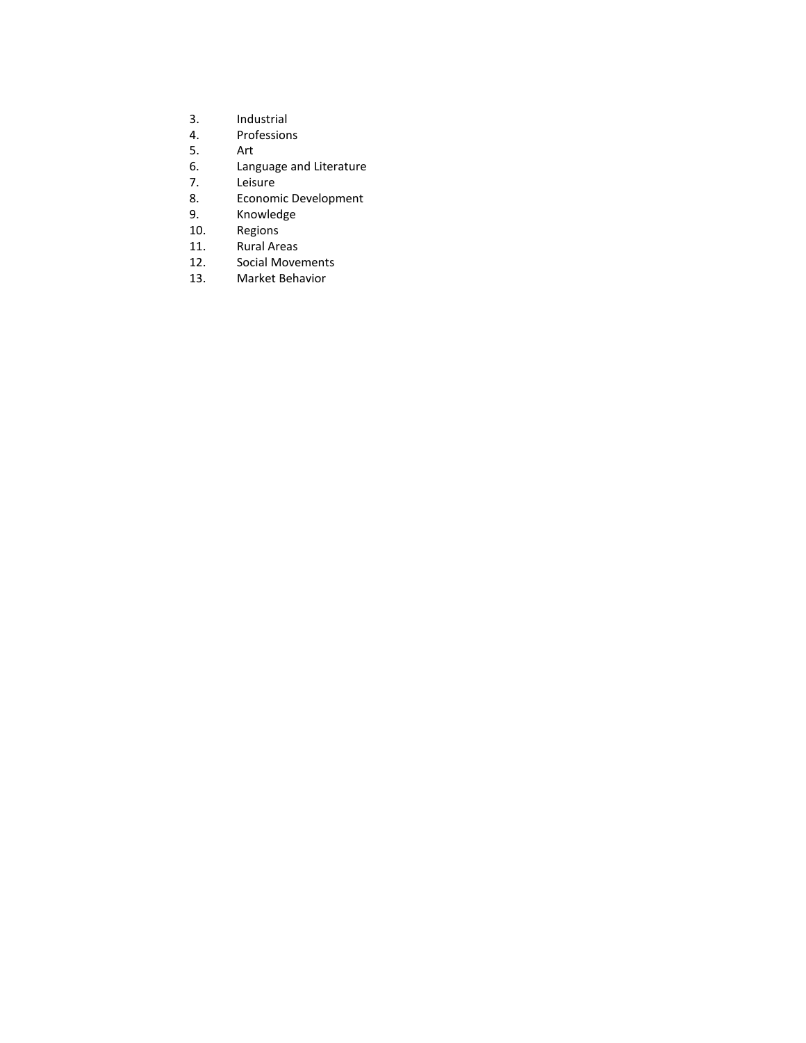3. Industrial
4. Professions
5. Art
6. Language and Literature
7. Leisure
8. Economic Development
9. Knowledge
10. Regions
11. Rural Areas
12. Social Movements
13. Market Behavior